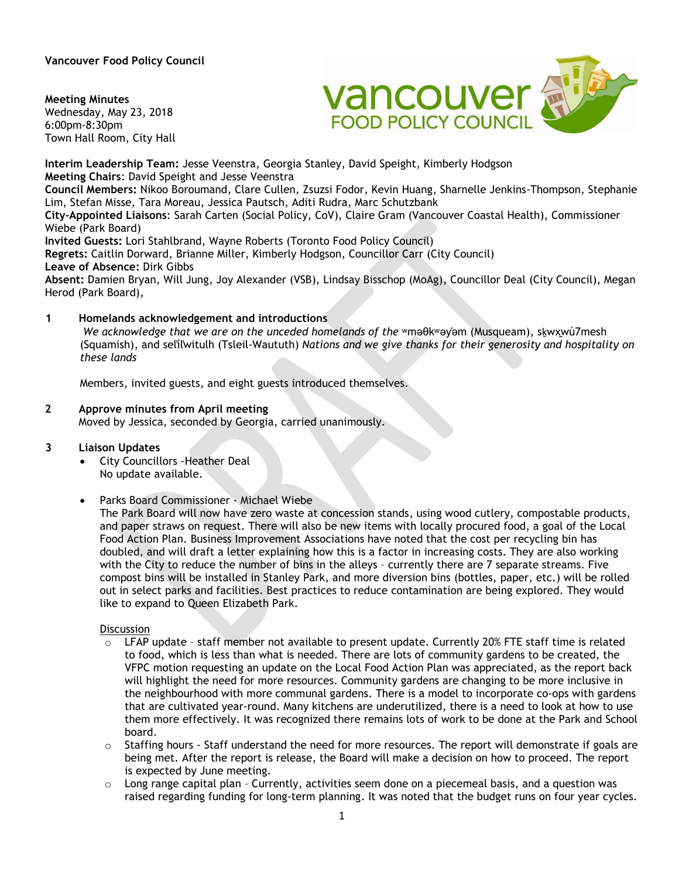**Vancouver Food Policy Council**

**Meeting Minutes**
Wednesday, May 23, 2018
6:00pm-8:30pm
Town Hall Room, City Hall

**Interim Leadership Team:** Jesse Veenstra, Georgia Stanley, David Speight, Kimberly Hodgson
**Meeting Chairs**: David Speight and Jesse Veenstra
**Council Members:** Nikoo Boroumand, Clare Cullen, Zsuzsi Fodor, Kevin Huang, Sharnelle Jenkins-Thompson, Stephanie Lim, Stefan Misse, Tara Moreau, Jessica Pautsch, Aditi Rudra, Marc Schutzbank
**City-Appointed Liaisons**: Sarah Carten (Social Policy, CoV), Claire Gram (Vancouver Coastal Health), Commissioner Wiebe (Park Board)
**Invited Guests:** Lori Stahlbrand, Wayne Roberts (Toronto Food Policy Council)
**Regrets:** Caitlin Dorward, Brianne Miller, Kimberly Hodgson, Councillor Carr (City Council)
**Leave of Absence:** Dirk Gibbs
**Absent:** Damien Bryan, Will Jung, Joy Alexander (VSB), Lindsay Bisschop (MoAg), Councillor Deal (City Council), Megan Herod (Park Board),

**1 Homelands acknowledgement and introductions**

*We acknowledge that we are on the unceded homelands of the* ʷməθkʷəy̓əm (Musqueam), sḵwx̱wú7mesh (Squamish), and səlilwitulh (Tsleil-Waututh) *Nations and we give thanks for their generosity and hospitality on these lands*

Members, invited guests, and eight guests introduced themselves.

**2 Approve minutes from April meeting**

Moved by Jessica, seconded by Georgia, carried unanimously.

**3 Liaison Updates**

- City Councillors -Heather Deal
  No update available.

- Parks Board Commissioner - Michael Wiebe
  The Park Board will now have zero waste at concession stands, using wood cutlery, compostable products, and paper straws on request. There will also be new items with locally procured food, a goal of the Local Food Action Plan. Business Improvement Associations have noted that the cost per recycling bin has doubled, and will draft a letter explaining how this is a factor in increasing costs. They are also working with the City to reduce the number of bins in the alleys – currently there are 7 separate streams. Five compost bins will be installed in Stanley Park, and more diversion bins (bottles, paper, etc.) will be rolled out in select parks and facilities. Best practices to reduce contamination are being explored. They would like to expand to Queen Elizabeth Park.

  Discussion
  - LFAP update – staff member not available to present update. Currently 20% FTE staff time is related to food, which is less than what is needed. There are lots of community gardens to be created, the VFPC motion requesting an update on the Local Food Action Plan was appreciated, as the report back will highlight the need for more resources. Community gardens are changing to be more inclusive in the neighbourhood with more communal gardens. There is a model to incorporate co-ops with gardens that are cultivated year-round. Many kitchens are underutilized, there is a need to look at how to use them more effectively. It was recognized there remains lots of work to be done at the Park and School board.
  - Staffing hours - Staff understand the need for more resources. The report will demonstrate if goals are being met. After the report is release, the Board will make a decision on how to proceed. The report is expected by June meeting.
  - Long range capital plan – Currently, activities seem done on a piecemeal basis, and a question was raised regarding funding for long-term planning. It was noted that the budget runs on four year cycles.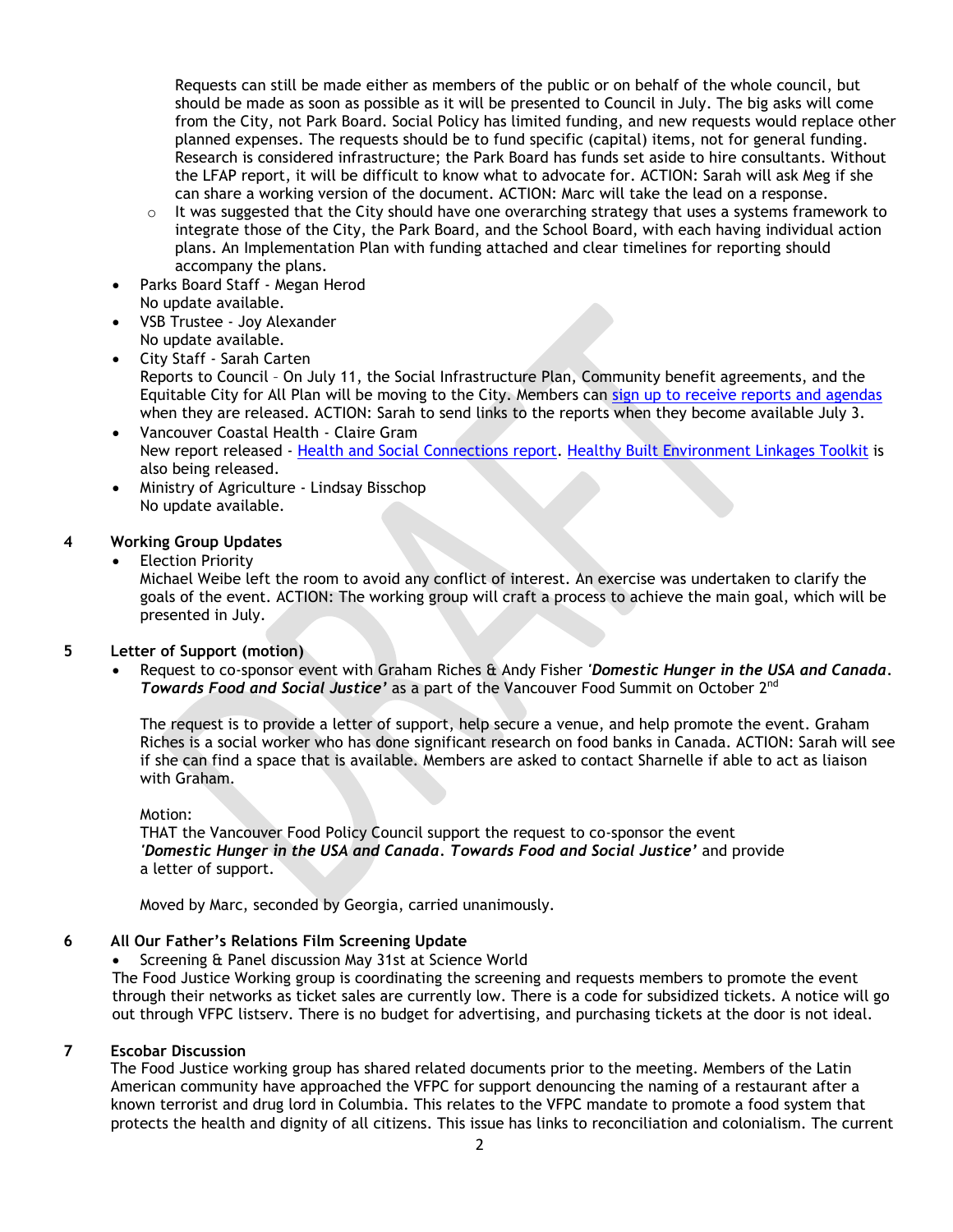Requests can still be made either as members of the public or on behalf of the whole council, but should be made as soon as possible as it will be presented to Council in July. The big asks will come from the City, not Park Board. Social Policy has limited funding, and new requests would replace other planned expenses. The requests should be to fund specific (capital) items, not for general funding. Research is considered infrastructure; the Park Board has funds set aside to hire consultants. Without the LFAP report, it will be difficult to know what to advocate for. ACTION: Sarah will ask Meg if she can share a working version of the document. ACTION: Marc will take the lead on a response.

    - It was suggested that the City should have one overarching strategy that uses a systems framework to integrate those of the City, the Park Board, and the School Board, with each having individual action plans. An Implementation Plan with funding attached and clear timelines for reporting should accompany the plans.

- Parks Board Staff - Megan Herod
  No update available.
- VSB Trustee - Joy Alexander
  No update available.
- City Staff - Sarah Carten
  Reports to Council – On July 11, the Social Infrastructure Plan, Community benefit agreements, and the Equitable City for All Plan will be moving to the City. Members can [sign up to receive reports and agendas]() when they are released. ACTION: Sarah to send links to the reports when they become available July 3.
- Vancouver Coastal Health - Claire Gram
  New report released - [Health and Social Connections report](). [Healthy Built Environment Linkages Toolkit]() is also being released.
- Ministry of Agriculture - Lindsay Bisschop
  No update available.

## 4 Working Group Updates

- Election Priority
  Michael Weibe left the room to avoid any conflict of interest. An exercise was undertaken to clarify the goals of the event. ACTION: The working group will craft a process to achieve the main goal, which will be presented in July.

## 5 Letter of Support (motion)

- Request to co-sponsor event with Graham Riches & Andy Fisher ***'Domestic Hunger in the USA and Canada. Towards Food and Social Justice'*** as a part of the Vancouver Food Summit on October 2nd

  The request is to provide a letter of support, help secure a venue, and help promote the event. Graham Riches is a social worker who has done significant research on food banks in Canada. ACTION: Sarah will see if she can find a space that is available. Members are asked to contact Sharnelle if able to act as liaison with Graham.

  Motion:
  THAT the Vancouver Food Policy Council support the request to co-sponsor the event ***'Domestic Hunger in the USA and Canada. Towards Food and Social Justice'*** and provide a letter of support.

  Moved by Marc, seconded by Georgia, carried unanimously.

## 6 All Our Father's Relations Film Screening Update

- Screening & Panel discussion May 31st at Science World

The Food Justice Working group is coordinating the screening and requests members to promote the event through their networks as ticket sales are currently low. There is a code for subsidized tickets. A notice will go out through VFPC listserv. There is no budget for advertising, and purchasing tickets at the door is not ideal.

## 7 Escobar Discussion

The Food Justice working group has shared related documents prior to the meeting. Members of the Latin American community have approached the VFPC for support denouncing the naming of a restaurant after a known terrorist and drug lord in Columbia. This relates to the VFPC mandate to promote a food system that protects the health and dignity of all citizens. This issue has links to reconciliation and colonialism. The current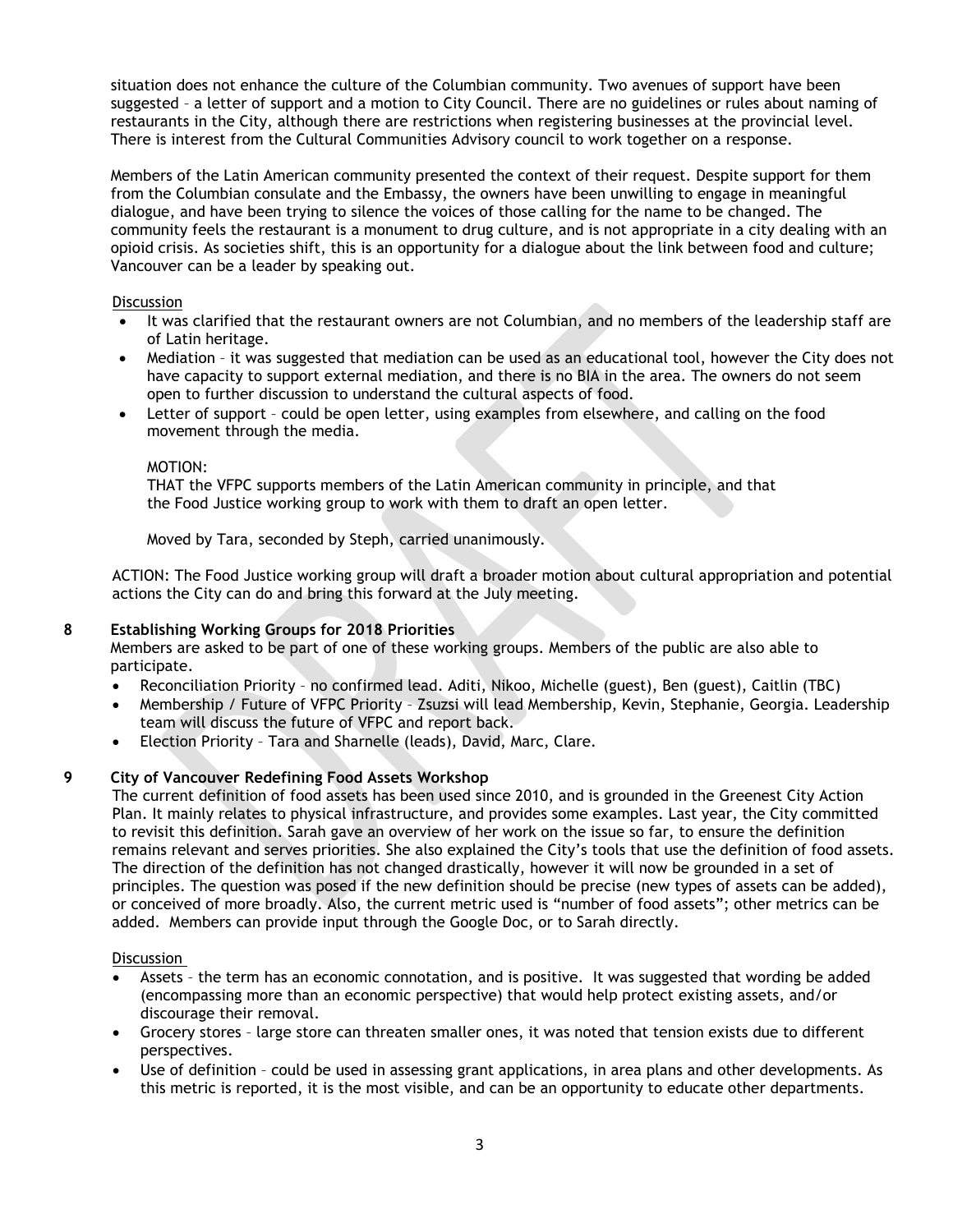situation does not enhance the culture of the Columbian community. Two avenues of support have been suggested – a letter of support and a motion to City Council. There are no guidelines or rules about naming of restaurants in the City, although there are restrictions when registering businesses at the provincial level. There is interest from the Cultural Communities Advisory council to work together on a response.

Members of the Latin American community presented the context of their request. Despite support for them from the Columbian consulate and the Embassy, the owners have been unwilling to engage in meaningful dialogue, and have been trying to silence the voices of those calling for the name to be changed. The community feels the restaurant is a monument to drug culture, and is not appropriate in a city dealing with an opioid crisis. As societies shift, this is an opportunity for a dialogue about the link between food and culture; Vancouver can be a leader by speaking out.

Discussion

- It was clarified that the restaurant owners are not Columbian, and no members of the leadership staff are of Latin heritage.
- Mediation – it was suggested that mediation can be used as an educational tool, however the City does not have capacity to support external mediation, and there is no BIA in the area. The owners do not seem open to further discussion to understand the cultural aspects of food.
- Letter of support – could be open letter, using examples from elsewhere, and calling on the food movement through the media.

MOTION:
THAT the VFPC supports members of the Latin American community in principle, and that the Food Justice working group to work with them to draft an open letter.

Moved by Tara, seconded by Steph, carried unanimously.

ACTION: The Food Justice working group will draft a broader motion about cultural appropriation and potential actions the City can do and bring this forward at the July meeting.

## 8 Establishing Working Groups for 2018 Priorities

Members are asked to be part of one of these working groups. Members of the public are also able to participate.

- Reconciliation Priority – no confirmed lead. Aditi, Nikoo, Michelle (guest), Ben (guest), Caitlin (TBC)
- Membership / Future of VFPC Priority – Zsuzsi will lead Membership, Kevin, Stephanie, Georgia. Leadership team will discuss the future of VFPC and report back.
- Election Priority – Tara and Sharnelle (leads), David, Marc, Clare.

## 9 City of Vancouver Redefining Food Assets Workshop

The current definition of food assets has been used since 2010, and is grounded in the Greenest City Action Plan. It mainly relates to physical infrastructure, and provides some examples. Last year, the City committed to revisit this definition. Sarah gave an overview of her work on the issue so far, to ensure the definition remains relevant and serves priorities. She also explained the City's tools that use the definition of food assets. The direction of the definition has not changed drastically, however it will now be grounded in a set of principles. The question was posed if the new definition should be precise (new types of assets can be added), or conceived of more broadly. Also, the current metric used is "number of food assets"; other metrics can be added. Members can provide input through the Google Doc, or to Sarah directly.

Discussion

- Assets – the term has an economic connotation, and is positive. It was suggested that wording be added (encompassing more than an economic perspective) that would help protect existing assets, and/or discourage their removal.
- Grocery stores – large store can threaten smaller ones, it was noted that tension exists due to different perspectives.
- Use of definition – could be used in assessing grant applications, in area plans and other developments. As this metric is reported, it is the most visible, and can be an opportunity to educate other departments.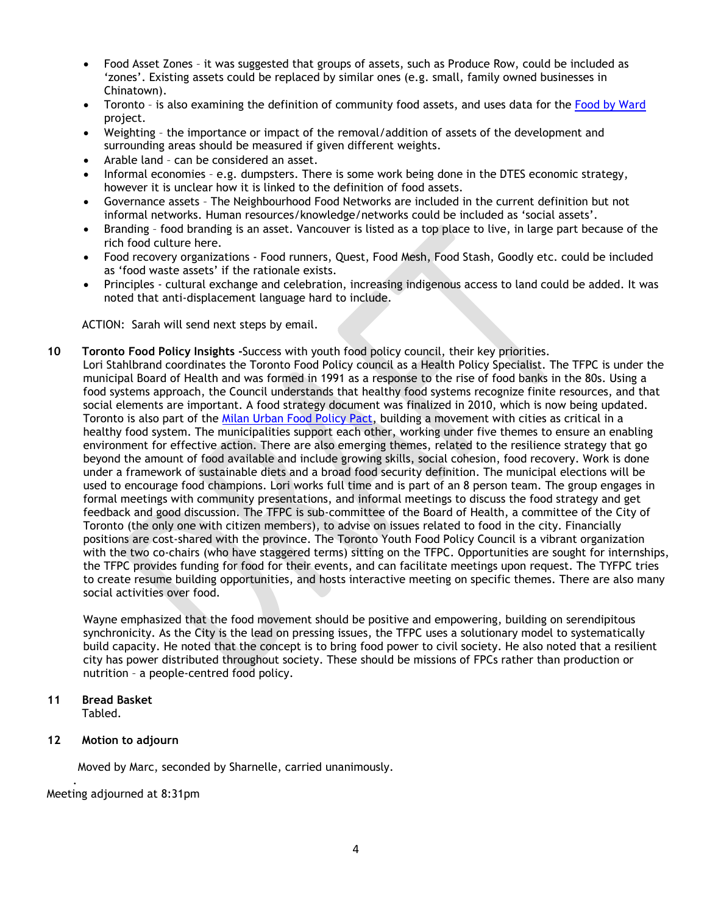- Food Asset Zones – it was suggested that groups of assets, such as Produce Row, could be included as 'zones'. Existing assets could be replaced by similar ones (e.g. small, family owned businesses in Chinatown).
- Toronto – is also examining the definition of community food assets, and uses data for the Food by Ward project.
- Weighting – the importance or impact of the removal/addition of assets of the development and surrounding areas should be measured if given different weights.
- Arable land – can be considered an asset.
- Informal economies – e.g. dumpsters. There is some work being done in the DTES economic strategy, however it is unclear how it is linked to the definition of food assets.
- Governance assets – The Neighbourhood Food Networks are included in the current definition but not informal networks. Human resources/knowledge/networks could be included as 'social assets'.
- Branding – food branding is an asset. Vancouver is listed as a top place to live, in large part because of the rich food culture here.
- Food recovery organizations - Food runners, Quest, Food Mesh, Food Stash, Goodly etc. could be included as 'food waste assets' if the rationale exists.
- Principles - cultural exchange and celebration, increasing indigenous access to land could be added. It was noted that anti-displacement language hard to include.

ACTION: Sarah will send next steps by email.

**10 Toronto Food Policy Insights -**Success with youth food policy council, their key priorities.

Lori Stahlbrand coordinates the Toronto Food Policy council as a Health Policy Specialist. The TFPC is under the municipal Board of Health and was formed in 1991 as a response to the rise of food banks in the 80s. Using a food systems approach, the Council understands that healthy food systems recognize finite resources, and that social elements are important. A food strategy document was finalized in 2010, which is now being updated. Toronto is also part of the Milan Urban Food Policy Pact, building a movement with cities as critical in a healthy food system. The municipalities support each other, working under five themes to ensure an enabling environment for effective action. There are also emerging themes, related to the resilience strategy that go beyond the amount of food available and include growing skills, social cohesion, food recovery. Work is done under a framework of sustainable diets and a broad food security definition. The municipal elections will be used to encourage food champions. Lori works full time and is part of an 8 person team. The group engages in formal meetings with community presentations, and informal meetings to discuss the food strategy and get feedback and good discussion. The TFPC is sub-committee of the Board of Health, a committee of the City of Toronto (the only one with citizen members), to advise on issues related to food in the city. Financially positions are cost-shared with the province. The Toronto Youth Food Policy Council is a vibrant organization with the two co-chairs (who have staggered terms) sitting on the TFPC. Opportunities are sought for internships, the TFPC provides funding for food for their events, and can facilitate meetings upon request. The TYFPC tries to create resume building opportunities, and hosts interactive meeting on specific themes. There are also many social activities over food.

Wayne emphasized that the food movement should be positive and empowering, building on serendipitous synchronicity. As the City is the lead on pressing issues, the TFPC uses a solutionary model to systematically build capacity. He noted that the concept is to bring food power to civil society. He also noted that a resilient city has power distributed throughout society. These should be missions of FPCs rather than production or nutrition – a people-centred food policy.

**11 Bread Basket**

Tabled.

**12 Motion to adjourn**

Moved by Marc, seconded by Sharnelle, carried unanimously.

Meeting adjourned at 8:31pm